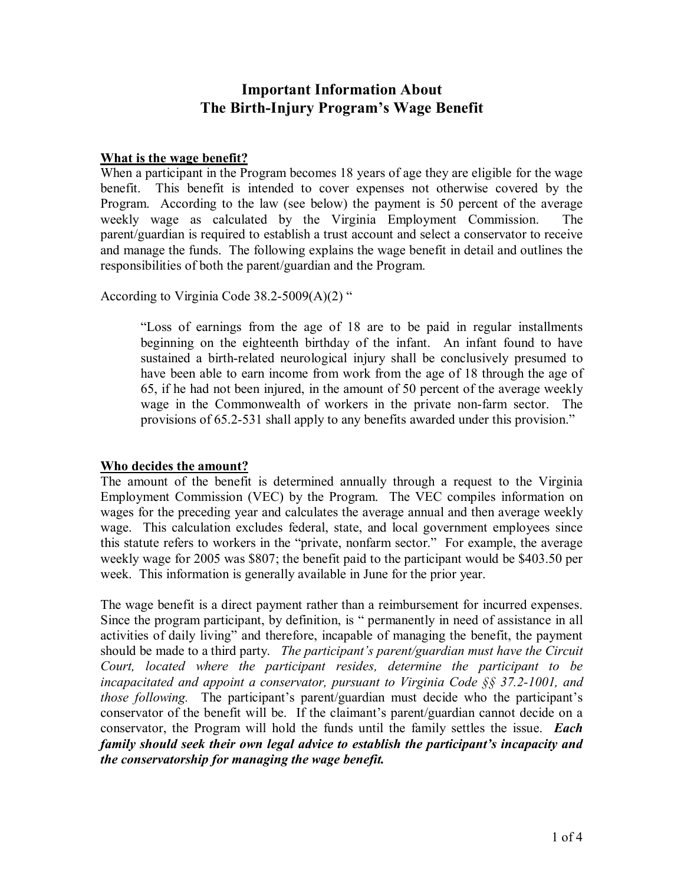# Important Information About
# The Birth-Injury Program's Wage Benefit

**What is the wage benefit?**

When a participant in the Program becomes 18 years of age they are eligible for the wage benefit. This benefit is intended to cover expenses not otherwise covered by the Program. According to the law (see below) the payment is 50 percent of the average weekly wage as calculated by the Virginia Employment Commission. The parent/guardian is required to establish a trust account and select a conservator to receive and manage the funds. The following explains the wage benefit in detail and outlines the responsibilities of both the parent/guardian and the Program.

According to Virginia Code 38.2-5009(A)(2) "

> "Loss of earnings from the age of 18 are to be paid in regular installments beginning on the eighteenth birthday of the infant. An infant found to have sustained a birth-related neurological injury shall be conclusively presumed to have been able to earn income from work from the age of 18 through the age of 65, if he had not been injured, in the amount of 50 percent of the average weekly wage in the Commonwealth of workers in the private non-farm sector. The provisions of 65.2-531 shall apply to any benefits awarded under this provision."

**Who decides the amount?**

The amount of the benefit is determined annually through a request to the Virginia Employment Commission (VEC) by the Program. The VEC compiles information on wages for the preceding year and calculates the average annual and then average weekly wage. This calculation excludes federal, state, and local government employees since this statute refers to workers in the "private, nonfarm sector." For example, the average weekly wage for 2005 was $807; the benefit paid to the participant would be $403.50 per week. This information is generally available in June for the prior year.

The wage benefit is a direct payment rather than a reimbursement for incurred expenses. Since the program participant, by definition, is " permanently in need of assistance in all activities of daily living" and therefore, incapable of managing the benefit, the payment should be made to a third party. *The participant's parent/guardian must have the Circuit Court, located where the participant resides, determine the participant to be incapacitated and appoint a conservator, pursuant to Virginia Code §§ 37.2-1001, and those following.* The participant's parent/guardian must decide who the participant's conservator of the benefit will be. If the claimant's parent/guardian cannot decide on a conservator, the Program will hold the funds until the family settles the issue. ***Each family should seek their own legal advice to establish the participant's incapacity and the conservatorship for managing the wage benefit.***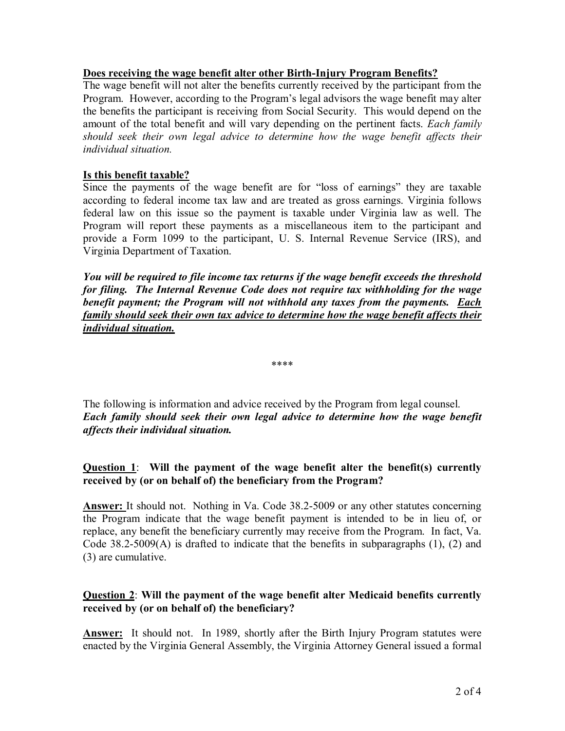**<u>Does receiving the wage benefit alter other Birth-Injury Program Benefits?</u>**
The wage benefit will not alter the benefits currently received by the participant from the Program. However, according to the Program's legal advisors the wage benefit may alter the benefits the participant is receiving from Social Security. This would depend on the amount of the total benefit and will vary depending on the pertinent facts. *Each family should seek their own legal advice to determine how the wage benefit affects their individual situation.*

**<u>Is this benefit taxable?</u>**
Since the payments of the wage benefit are for "loss of earnings" they are taxable according to federal income tax law and are treated as gross earnings. Virginia follows federal law on this issue so the payment is taxable under Virginia law as well. The Program will report these payments as a miscellaneous item to the participant and provide a Form 1099 to the participant, U. S. Internal Revenue Service (IRS), and Virginia Department of Taxation.

***You will be required to file income tax returns if the wage benefit exceeds the threshold for filing. The Internal Revenue Code does not require tax withholding for the wage benefit payment; the Program will not withhold any taxes from the payments. <u>Each family should seek their own tax advice to determine how the wage benefit affects their individual situation.</u>***

****

The following is information and advice received by the Program from legal counsel.
***Each family should seek their own legal advice to determine how the wage benefit affects their individual situation.***

**<u>Question 1</u>: Will the payment of the wage benefit alter the benefit(s) currently received by (or on behalf of) the beneficiary from the Program?**

**<u>Answer:</u>** It should not. Nothing in Va. Code 38.2-5009 or any other statutes concerning the Program indicate that the wage benefit payment is intended to be in lieu of, or replace, any benefit the beneficiary currently may receive from the Program. In fact, Va. Code 38.2-5009(A) is drafted to indicate that the benefits in subparagraphs (1), (2) and (3) are cumulative.

**<u>Question 2</u>: Will the payment of the wage benefit alter Medicaid benefits currently received by (or on behalf of) the beneficiary?**

**<u>Answer:</u>** It should not. In 1989, shortly after the Birth Injury Program statutes were enacted by the Virginia General Assembly, the Virginia Attorney General issued a formal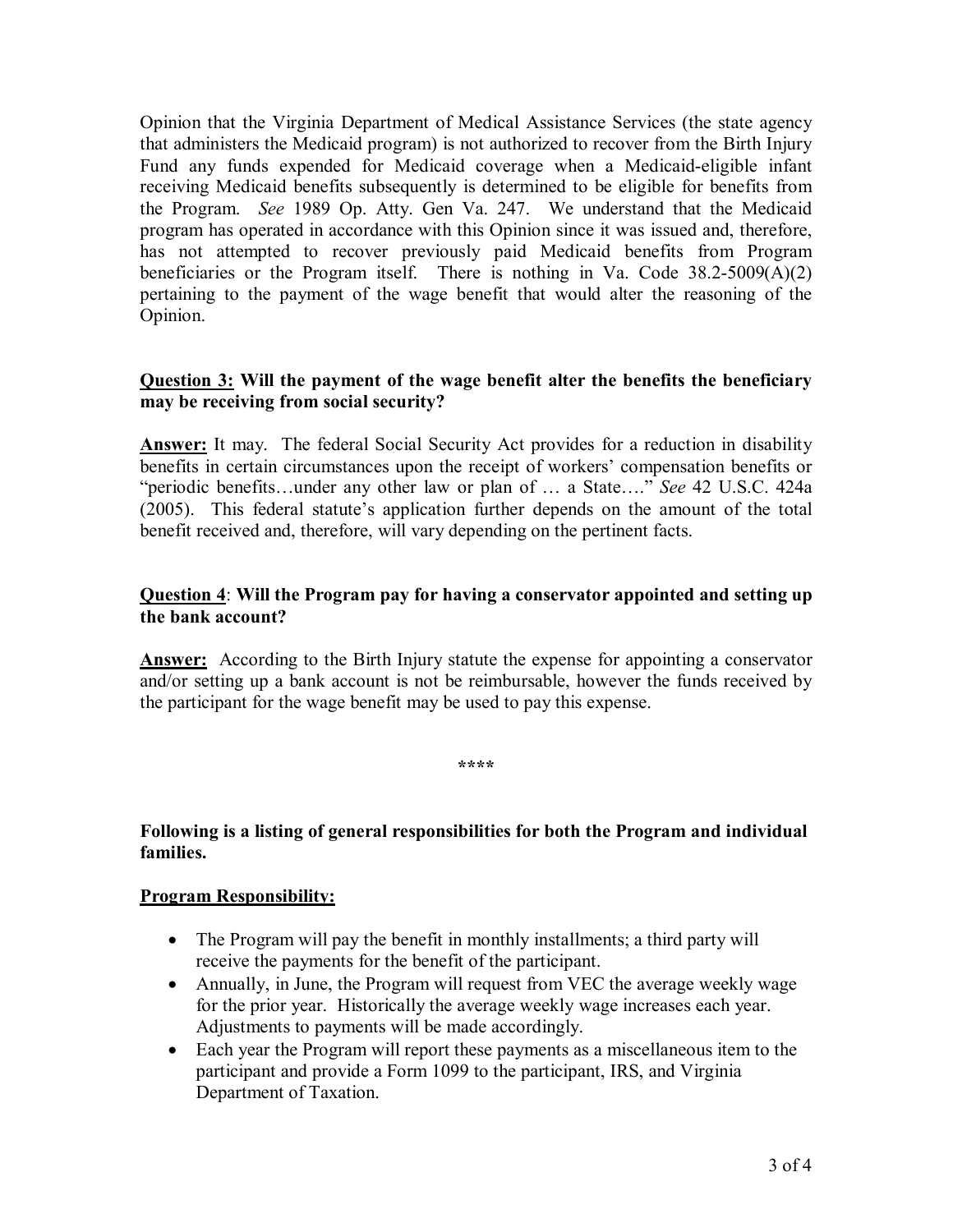Opinion that the Virginia Department of Medical Assistance Services (the state agency that administers the Medicaid program) is not authorized to recover from the Birth Injury Fund any funds expended for Medicaid coverage when a Medicaid-eligible infant receiving Medicaid benefits subsequently is determined to be eligible for benefits from the Program. *See* 1989 Op. Atty. Gen Va. 247. We understand that the Medicaid program has operated in accordance with this Opinion since it was issued and, therefore, has not attempted to recover previously paid Medicaid benefits from Program beneficiaries or the Program itself. There is nothing in Va. Code 38.2-5009(A)(2) pertaining to the payment of the wage benefit that would alter the reasoning of the Opinion.

**<u>Question 3:</u> Will the payment of the wage benefit alter the benefits the beneficiary may be receiving from social security?**

**<u>Answer:</u>** It may. The federal Social Security Act provides for a reduction in disability benefits in certain circumstances upon the receipt of workers' compensation benefits or "periodic benefits…under any other law or plan of … a State…." *See* 42 U.S.C. 424a (2005). This federal statute's application further depends on the amount of the total benefit received and, therefore, will vary depending on the pertinent facts.

**<u>Question 4</u>: Will the Program pay for having a conservator appointed and setting up the bank account?**

**<u>Answer:</u>** According to the Birth Injury statute the expense for appointing a conservator and/or setting up a bank account is not be reimbursable, however the funds received by the participant for the wage benefit may be used to pay this expense.

****

**Following is a listing of general responsibilities for both the Program and individual families.**

**<u>Program Responsibility:</u>**

- The Program will pay the benefit in monthly installments; a third party will receive the payments for the benefit of the participant.
- Annually, in June, the Program will request from VEC the average weekly wage for the prior year. Historically the average weekly wage increases each year. Adjustments to payments will be made accordingly.
- Each year the Program will report these payments as a miscellaneous item to the participant and provide a Form 1099 to the participant, IRS, and Virginia Department of Taxation.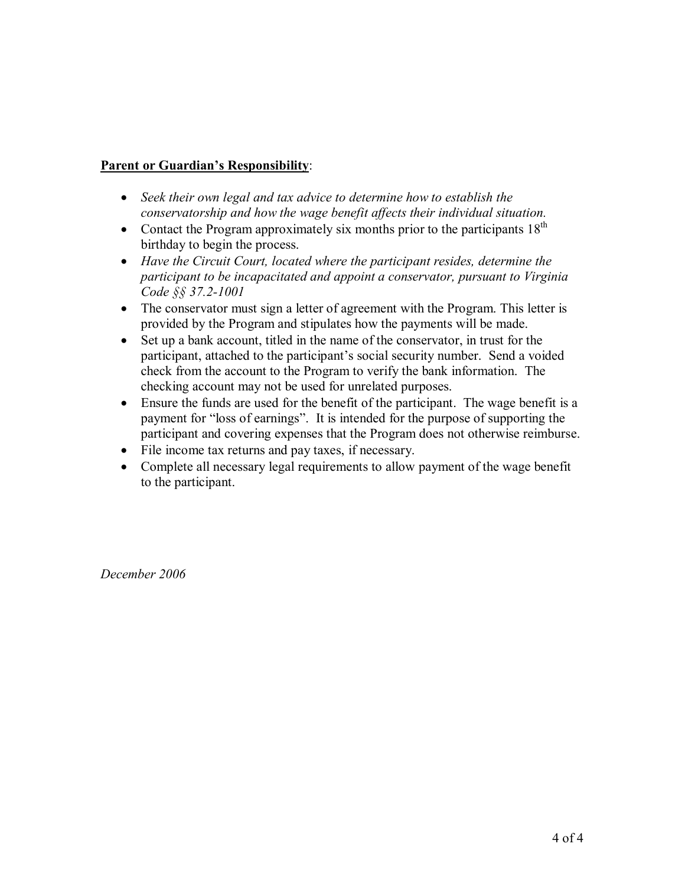**<u>Parent or Guardian's Responsibility</u>**:

- *Seek their own legal and tax advice to determine how to establish the conservatorship and how the wage benefit affects their individual situation.*
- Contact the Program approximately six months prior to the participants 18th birthday to begin the process.
- *Have the Circuit Court, located where the participant resides, determine the participant to be incapacitated and appoint a conservator, pursuant to Virginia Code §§ 37.2-1001*
- The conservator must sign a letter of agreement with the Program. This letter is provided by the Program and stipulates how the payments will be made.
- Set up a bank account, titled in the name of the conservator, in trust for the participant, attached to the participant's social security number. Send a voided check from the account to the Program to verify the bank information. The checking account may not be used for unrelated purposes.
- Ensure the funds are used for the benefit of the participant. The wage benefit is a payment for "loss of earnings". It is intended for the purpose of supporting the participant and covering expenses that the Program does not otherwise reimburse.
- File income tax returns and pay taxes, if necessary.
- Complete all necessary legal requirements to allow payment of the wage benefit to the participant.

*December 2006*